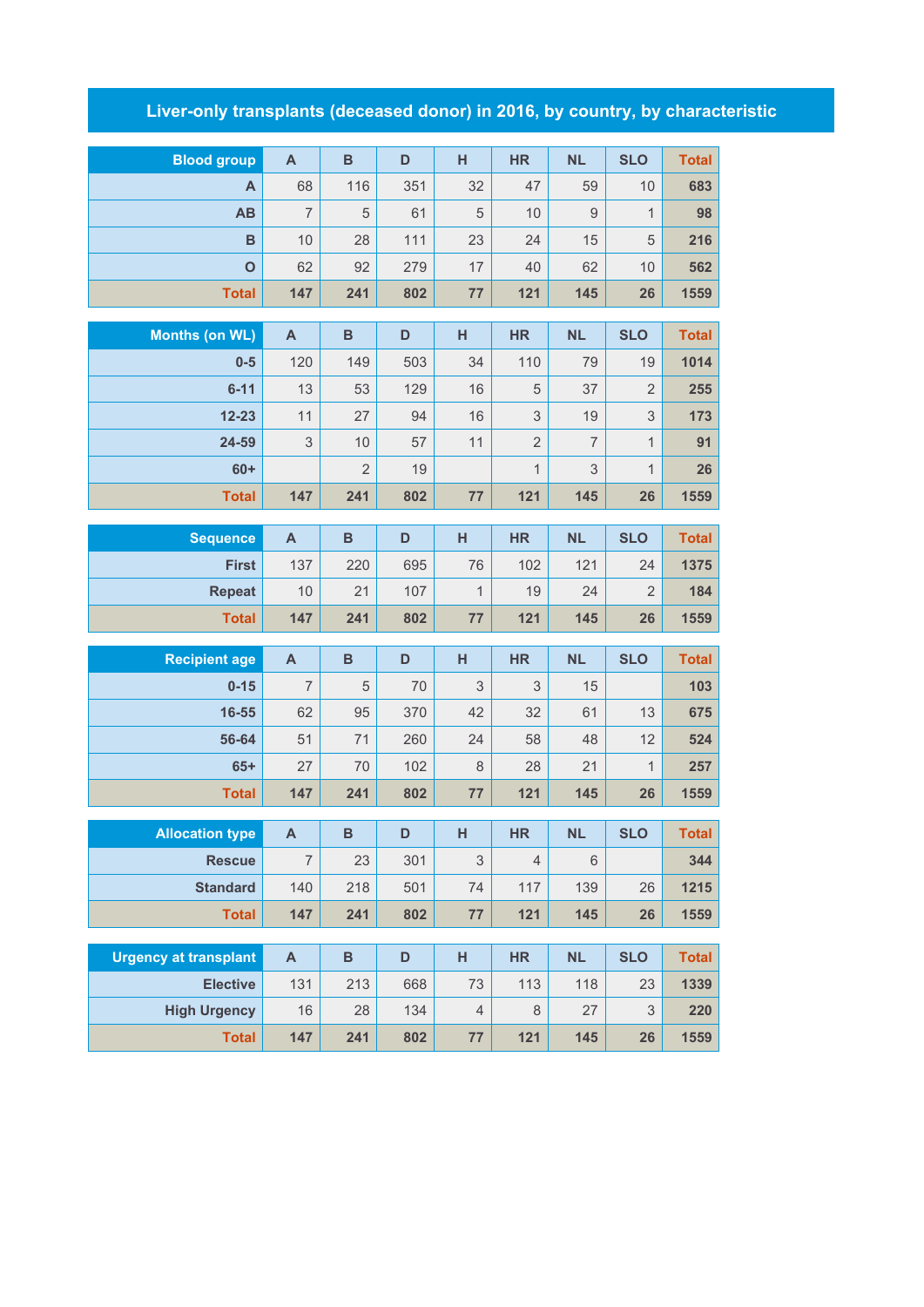# Liver-only transplants (deceased donor) in 2016, by country, by characteristic

| Blood group | A | B | D | H | HR | NL | SLO | Total |
|---|---|---|---|---|---|---|---|---|
| A | 68 | 116 | 351 | 32 | 47 | 59 | 10 | 683 |
| AB | 7 | 5 | 61 | 5 | 10 | 9 | 1 | 98 |
| B | 10 | 28 | 111 | 23 | 24 | 15 | 5 | 216 |
| O | 62 | 92 | 279 | 17 | 40 | 62 | 10 | 562 |
| Total | 147 | 241 | 802 | 77 | 121 | 145 | 26 | 1559 |

| Months (on WL) | A | B | D | H | HR | NL | SLO | Total |
|---|---|---|---|---|---|---|---|---|
| 0-5 | 120 | 149 | 503 | 34 | 110 | 79 | 19 | 1014 |
| 6-11 | 13 | 53 | 129 | 16 | 5 | 37 | 2 | 255 |
| 12-23 | 11 | 27 | 94 | 16 | 3 | 19 | 3 | 173 |
| 24-59 | 3 | 10 | 57 | 11 | 2 | 7 | 1 | 91 |
| 60+ | | 2 | 19 | | 1 | 3 | 1 | 26 |
| Total | 147 | 241 | 802 | 77 | 121 | 145 | 26 | 1559 |

| Sequence | A | B | D | H | HR | NL | SLO | Total |
|---|---|---|---|---|---|---|---|---|
| First | 137 | 220 | 695 | 76 | 102 | 121 | 24 | 1375 |
| Repeat | 10 | 21 | 107 | 1 | 19 | 24 | 2 | 184 |
| Total | 147 | 241 | 802 | 77 | 121 | 145 | 26 | 1559 |

| Recipient age | A | B | D | H | HR | NL | SLO | Total |
|---|---|---|---|---|---|---|---|---|
| 0-15 | 7 | 5 | 70 | 3 | 3 | 15 | | 103 |
| 16-55 | 62 | 95 | 370 | 42 | 32 | 61 | 13 | 675 |
| 56-64 | 51 | 71 | 260 | 24 | 58 | 48 | 12 | 524 |
| 65+ | 27 | 70 | 102 | 8 | 28 | 21 | 1 | 257 |
| Total | 147 | 241 | 802 | 77 | 121 | 145 | 26 | 1559 |

| Allocation type | A | B | D | H | HR | NL | SLO | Total |
|---|---|---|---|---|---|---|---|---|
| Rescue | 7 | 23 | 301 | 3 | 4 | 6 | | 344 |
| Standard | 140 | 218 | 501 | 74 | 117 | 139 | 26 | 1215 |
| Total | 147 | 241 | 802 | 77 | 121 | 145 | 26 | 1559 |

| Urgency at transplant | A | B | D | H | HR | NL | SLO | Total |
|---|---|---|---|---|---|---|---|---|
| Elective | 131 | 213 | 668 | 73 | 113 | 118 | 23 | 1339 |
| High Urgency | 16 | 28 | 134 | 4 | 8 | 27 | 3 | 220 |
| Total | 147 | 241 | 802 | 77 | 121 | 145 | 26 | 1559 |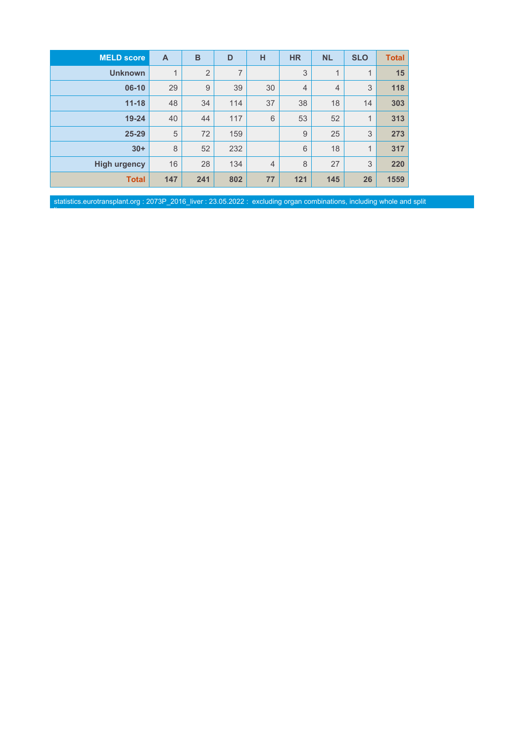| MELD score | A | B | D | H | HR | NL | SLO | Total |
|---|---|---|---|---|---|---|---|---|
| Unknown | 1 | 2 | 7 | | 3 | 1 | 1 | 15 |
| 06-10 | 29 | 9 | 39 | 30 | 4 | 4 | 3 | 118 |
| 11-18 | 48 | 34 | 114 | 37 | 38 | 18 | 14 | 303 |
| 19-24 | 40 | 44 | 117 | 6 | 53 | 52 | 1 | 313 |
| 25-29 | 5 | 72 | 159 | | 9 | 25 | 3 | 273 |
| 30+ | 8 | 52 | 232 | | 6 | 18 | 1 | 317 |
| High urgency | 16 | 28 | 134 | 4 | 8 | 27 | 3 | 220 |
| Total | 147 | 241 | 802 | 77 | 121 | 145 | 26 | 1559 |

statistics.eurotransplant.org : 2073P_2016_liver : 23.05.2022 : excluding organ combinations, including whole and split liver